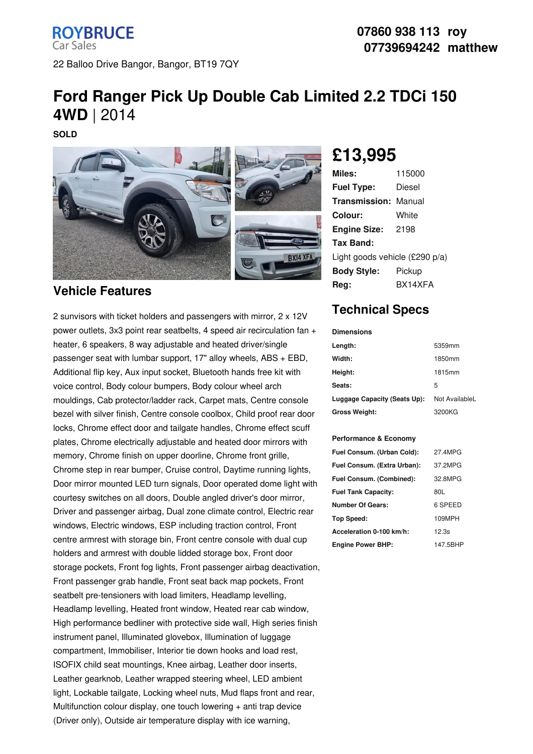**ROYBRUCE**
Car Sales

22 Balloo Drive Bangor, Bangor, BT19 7QY

**07860 938 113 roy**
**07739694242 matthew**

# Ford Ranger Pick Up Double Cab Limited 2.2 TDCi 150 4WD | 2014

**SOLD**

## £13,995

| | |
|---|---|
| **Miles:** | 115000 |
| **Fuel Type:** | Diesel |
| **Transmission:** | Manual |
| **Colour:** | White |
| **Engine Size:** | 2198 |
| **Tax Band:** | Light goods vehicle (£290 p/a) |
| **Body Style:** | Pickup |
| **Reg:** | BX14XFA |

## Vehicle Features

2 sunvisors with ticket holders and passengers with mirror, 2 x 12V power outlets, 3x3 point rear seatbelts, 4 speed air recirculation fan + heater, 6 speakers, 8 way adjustable and heated driver/single passenger seat with lumbar support, 17" alloy wheels, ABS + EBD, Additional flip key, Aux input socket, Bluetooth hands free kit with voice control, Body colour bumpers, Body colour wheel arch mouldings, Cab protector/ladder rack, Carpet mats, Centre console bezel with silver finish, Centre console coolbox, Child proof rear door locks, Chrome effect door and tailgate handles, Chrome effect scuff plates, Chrome electrically adjustable and heated door mirrors with memory, Chrome finish on upper doorline, Chrome front grille, Chrome step in rear bumper, Cruise control, Daytime running lights, Door mirror mounted LED turn signals, Door operated dome light with courtesy switches on all doors, Double angled driver's door mirror, Driver and passenger airbag, Dual zone climate control, Electric rear windows, Electric windows, ESP including traction control, Front centre armrest with storage bin, Front centre console with dual cup holders and armrest with double lidded storage box, Front door storage pockets, Front fog lights, Front passenger airbag deactivation, Front passenger grab handle, Front seat back map pockets, Front seatbelt pre-tensioners with load limiters, Headlamp levelling, Headlamp levelling, Heated front window, Heated rear cab window, High performance bedliner with protective side wall, High series finish instrument panel, Illuminated glovebox, Illumination of luggage compartment, Immobiliser, Interior tie down hooks and load rest, ISOFIX child seat mountings, Knee airbag, Leather door inserts, Leather gearknob, Leather wrapped steering wheel, LED ambient light, Lockable tailgate, Locking wheel nuts, Mud flaps front and rear, Multifunction colour display, one touch lowering + anti trap device (Driver only), Outside air temperature display with ice warning,

## Technical Specs

**Dimensions**

| | |
|---|---|
| **Length:** | 5359mm |
| **Width:** | 1850mm |
| **Height:** | 1815mm |
| **Seats:** | 5 |
| **Luggage Capacity (Seats Up):** | Not AvailableL |
| **Gross Weight:** | 3200KG |

**Performance & Economy**

| | |
|---|---|
| **Fuel Consum. (Urban Cold):** | 27.4MPG |
| **Fuel Consum. (Extra Urban):** | 37.2MPG |
| **Fuel Consum. (Combined):** | 32.8MPG |
| **Fuel Tank Capacity:** | 80L |
| **Number Of Gears:** | 6 SPEED |
| **Top Speed:** | 109MPH |
| **Acceleration 0-100 km/h:** | 12.3s |
| **Engine Power BHP:** | 147.5BHP |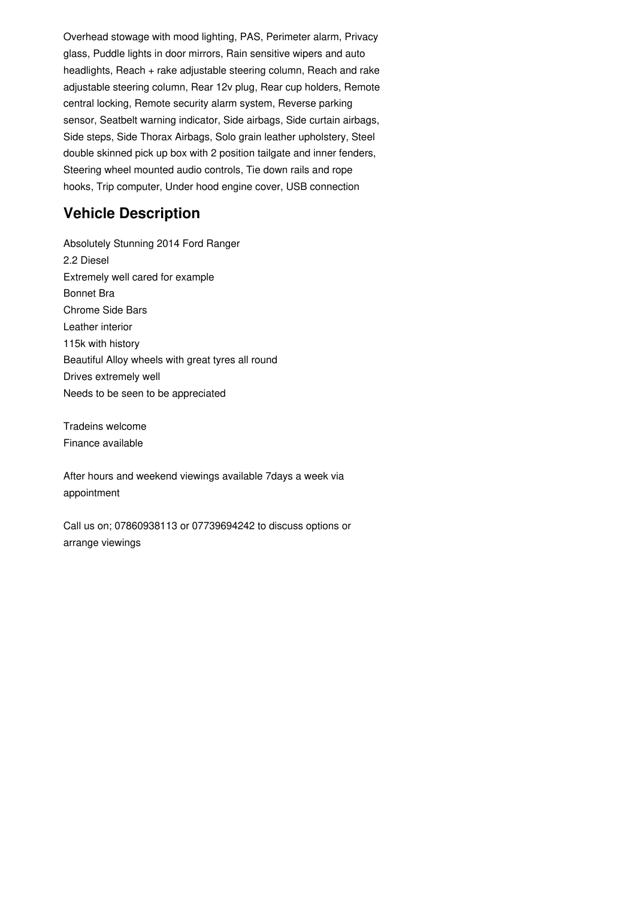Overhead stowage with mood lighting, PAS, Perimeter alarm, Privacy glass, Puddle lights in door mirrors, Rain sensitive wipers and auto headlights, Reach + rake adjustable steering column, Reach and rake adjustable steering column, Rear 12v plug, Rear cup holders, Remote central locking, Remote security alarm system, Reverse parking sensor, Seatbelt warning indicator, Side airbags, Side curtain airbags, Side steps, Side Thorax Airbags, Solo grain leather upholstery, Steel double skinned pick up box with 2 position tailgate and inner fenders, Steering wheel mounted audio controls, Tie down rails and rope hooks, Trip computer, Under hood engine cover, USB connection

## Vehicle Description

Absolutely Stunning 2014 Ford Ranger
2.2 Diesel
Extremely well cared for example
Bonnet Bra
Chrome Side Bars
Leather interior
115k with history
Beautiful Alloy wheels with great tyres all round
Drives extremely well
Needs to be seen to be appreciated

Tradeins welcome
Finance available

After hours and weekend viewings available 7days a week via appointment

Call us on; 07860938113 or 07739694242 to discuss options or arrange viewings